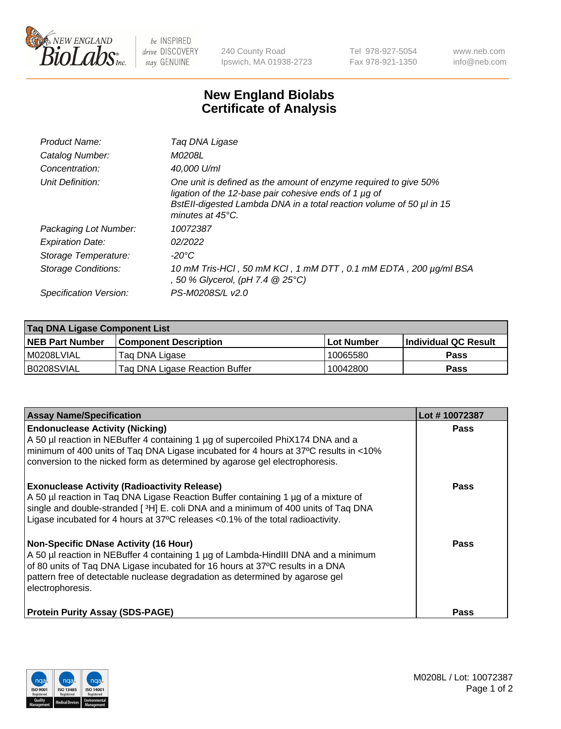# New England Biolabs
# Certificate of Analysis

| | |
|---|---|
| *Product Name:* | *Taq DNA Ligase* |
| *Catalog Number:* | *M0208L* |
| *Concentration:* | *40,000 U/ml* |
| *Unit Definition:* | *One unit is defined as the amount of enzyme required to give 50% ligation of the 12-base pair cohesive ends of 1 µg of BstEII-digested Lambda DNA in a total reaction volume of 50 µl in 15 minutes at 45°C.* |
| *Packaging Lot Number:* | *10072387* |
| *Expiration Date:* | *02/2022* |
| *Storage Temperature:* | *-20°C* |
| *Storage Conditions:* | *10 mM Tris-HCl , 50 mM KCl , 1 mM DTT , 0.1 mM EDTA , 200 µg/ml BSA , 50 % Glycerol, (pH 7.4 @ 25°C)* |
| *Specification Version:* | *PS-M0208S/L v2.0* |

| Taq DNA Ligase Component List | | | |
|---|---|---|---|
| **NEB Part Number** | **Component Description** | **Lot Number** | **Individual QC Result** |
| M0208LVIAL | Taq DNA Ligase | 10065580 | **Pass** |
| B0208SVIAL | Taq DNA Ligase Reaction Buffer | 10042800 | **Pass** |

| Assay Name/Specification | Lot # 10072387 |
|---|---|
| **Endonuclease Activity (Nicking)**<br>A 50 µl reaction in NEBuffer 4 containing 1 µg of supercoiled PhiX174 DNA and a minimum of 400 units of Taq DNA Ligase incubated for 4 hours at 37ºC results in <10% conversion to the nicked form as determined by agarose gel electrophoresis. | **Pass** |
| **Exonuclease Activity (Radioactivity Release)**<br>A 50 µl reaction in Taq DNA Ligase Reaction Buffer containing 1 µg of a mixture of single and double-stranded [ $^{3}$H] E. coli DNA and a minimum of 400 units of Taq DNA Ligase incubated for 4 hours at 37ºC releases <0.1% of the total radioactivity. | **Pass** |
| **Non-Specific DNase Activity (16 Hour)**<br>A 50 µl reaction in NEBuffer 4 containing 1 µg of Lambda-HindIII DNA and a minimum of 80 units of Taq DNA Ligase incubated for 16 hours at 37ºC results in a DNA pattern free of detectable nuclease degradation as determined by agarose gel electrophoresis. | **Pass** |
| **Protein Purity Assay (SDS-PAGE)** | **Pass** |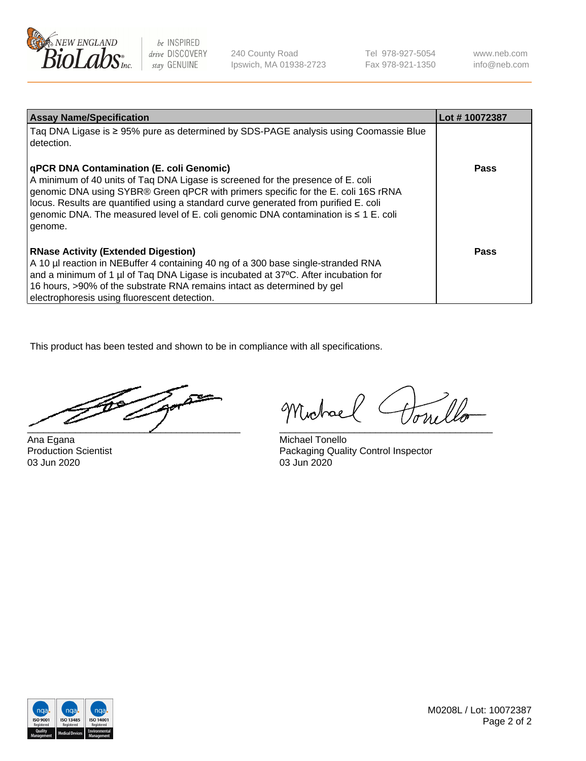240 County Road
Ipswich, MA 01938-2723

Tel 978-927-5054
Fax 978-921-1350

www.neb.com
info@neb.com

| Assay Name/Specification | Lot # 10072387 |
| --- | --- |
| Taq DNA Ligase is ≥ 95% pure as determined by SDS-PAGE analysis using Coomassie Blue detection. | |
| **qPCR DNA Contamination (E. coli Genomic)**<br>A minimum of 40 units of Taq DNA Ligase is screened for the presence of E. coli genomic DNA using SYBR® Green qPCR with primers specific for the E. coli 16S rRNA locus. Results are quantified using a standard curve generated from purified E. coli genomic DNA. The measured level of E. coli genomic DNA contamination is ≤ 1 E. coli genome. | **Pass** |
| **RNase Activity (Extended Digestion)**<br>A 10 µl reaction in NEBuffer 4 containing 40 ng of a 300 base single-stranded RNA and a minimum of 1 µl of Taq DNA Ligase is incubated at 37ºC. After incubation for 16 hours, >90% of the substrate RNA remains intact as determined by gel electrophoresis using fluorescent detection. | **Pass** |

This product has been tested and shown to be in compliance with all specifications.

Ana Egana
Production Scientist
03 Jun 2020

Michael Tonello
Packaging Quality Control Inspector
03 Jun 2020

M0208L / Lot: 10072387